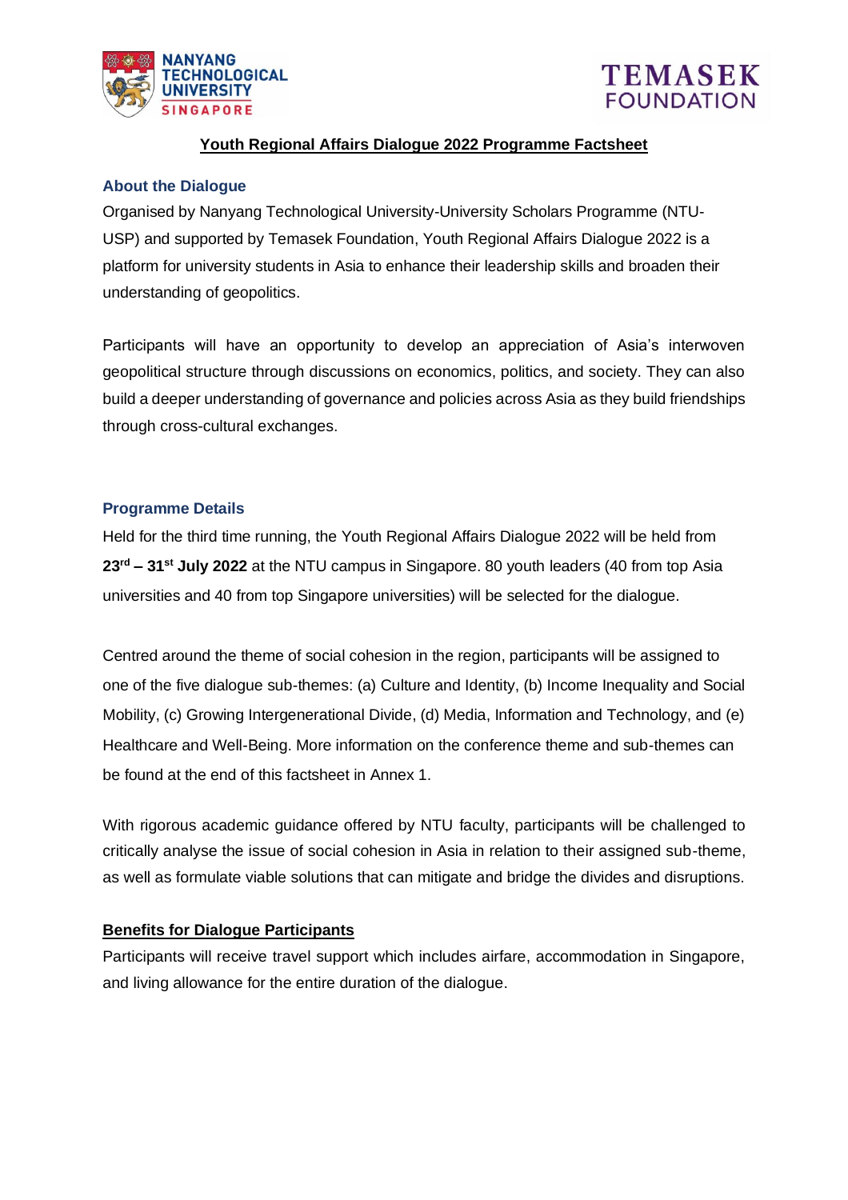# Youth Regional Affairs Dialogue 2022 Programme Factsheet

## About the Dialogue

Organised by Nanyang Technological University-University Scholars Programme (NTU-USP) and supported by Temasek Foundation, Youth Regional Affairs Dialogue 2022 is a platform for university students in Asia to enhance their leadership skills and broaden their understanding of geopolitics.

Participants will have an opportunity to develop an appreciation of Asia's interwoven geopolitical structure through discussions on economics, politics, and society. They can also build a deeper understanding of governance and policies across Asia as they build friendships through cross-cultural exchanges.

## Programme Details

Held for the third time running, the Youth Regional Affairs Dialogue 2022 will be held from **23rd – 31st July 2022** at the NTU campus in Singapore. 80 youth leaders (40 from top Asia universities and 40 from top Singapore universities) will be selected for the dialogue.

Centred around the theme of social cohesion in the region, participants will be assigned to one of the five dialogue sub-themes: (a) Culture and Identity, (b) Income Inequality and Social Mobility, (c) Growing Intergenerational Divide, (d) Media, Information and Technology, and (e) Healthcare and Well-Being. More information on the conference theme and sub-themes can be found at the end of this factsheet in Annex 1.

With rigorous academic guidance offered by NTU faculty, participants will be challenged to critically analyse the issue of social cohesion in Asia in relation to their assigned sub-theme, as well as formulate viable solutions that can mitigate and bridge the divides and disruptions.

## Benefits for Dialogue Participants

Participants will receive travel support which includes airfare, accommodation in Singapore, and living allowance for the entire duration of the dialogue.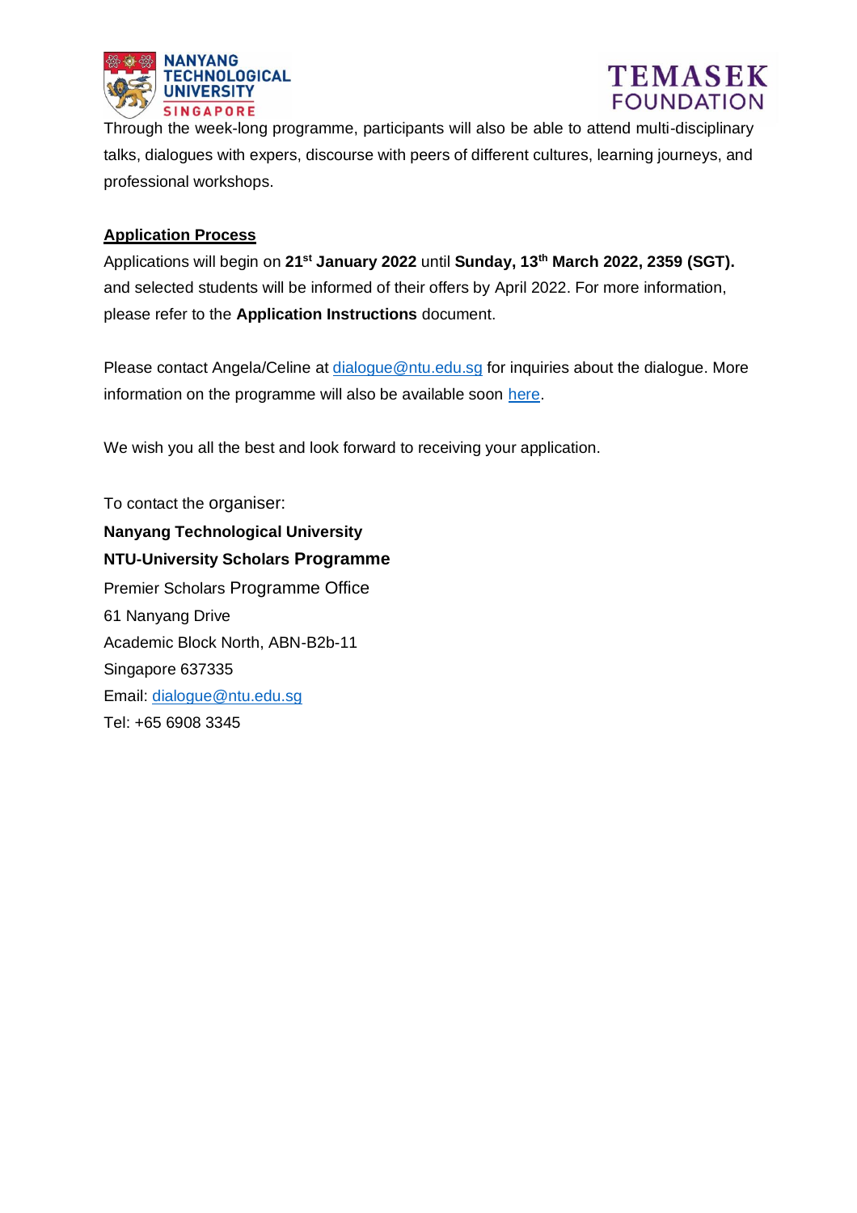Through the week-long programme, participants will also be able to attend multi-disciplinary talks, dialogues with expers, discourse with peers of different cultures, learning journeys, and professional workshops.

**Application Process**

Applications will begin on **21st January 2022** until **Sunday, 13th March 2022, 2359 (SGT).** and selected students will be informed of their offers by April 2022. For more information, please refer to the **Application Instructions** document.

Please contact Angela/Celine at dialogue@ntu.edu.sg for inquiries about the dialogue. More information on the programme will also be available soon here.

We wish you all the best and look forward to receiving your application.

To contact the organiser:
**Nanyang Technological University**
**NTU-University Scholars Programme**
Premier Scholars Programme Office
61 Nanyang Drive
Academic Block North, ABN-B2b-11
Singapore 637335
Email: dialogue@ntu.edu.sg
Tel: +65 6908 3345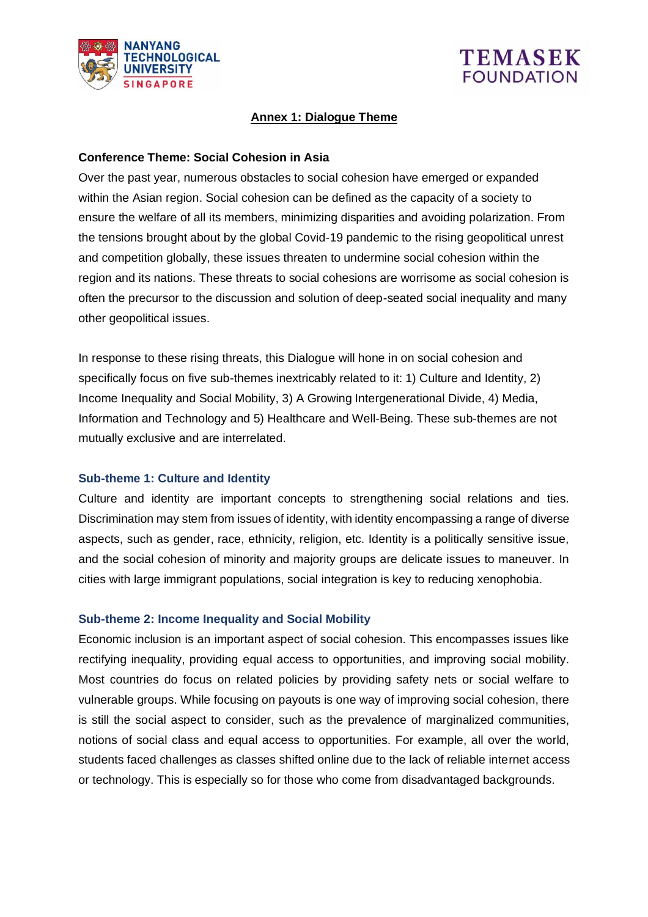## Annex 1: Dialogue Theme

**Conference Theme: Social Cohesion in Asia**

Over the past year, numerous obstacles to social cohesion have emerged or expanded within the Asian region. Social cohesion can be defined as the capacity of a society to ensure the welfare of all its members, minimizing disparities and avoiding polarization. From the tensions brought about by the global Covid-19 pandemic to the rising geopolitical unrest and competition globally, these issues threaten to undermine social cohesion within the region and its nations. These threats to social cohesions are worrisome as social cohesion is often the precursor to the discussion and solution of deep-seated social inequality and many other geopolitical issues.

In response to these rising threats, this Dialogue will hone in on social cohesion and specifically focus on five sub-themes inextricably related to it: 1) Culture and Identity, 2) Income Inequality and Social Mobility, 3) A Growing Intergenerational Divide, 4) Media, Information and Technology and 5) Healthcare and Well-Being. These sub-themes are not mutually exclusive and are interrelated.

### Sub-theme 1: Culture and Identity

Culture and identity are important concepts to strengthening social relations and ties. Discrimination may stem from issues of identity, with identity encompassing a range of diverse aspects, such as gender, race, ethnicity, religion, etc. Identity is a politically sensitive issue, and the social cohesion of minority and majority groups are delicate issues to maneuver. In cities with large immigrant populations, social integration is key to reducing xenophobia.

### Sub-theme 2: Income Inequality and Social Mobility

Economic inclusion is an important aspect of social cohesion. This encompasses issues like rectifying inequality, providing equal access to opportunities, and improving social mobility. Most countries do focus on related policies by providing safety nets or social welfare to vulnerable groups. While focusing on payouts is one way of improving social cohesion, there is still the social aspect to consider, such as the prevalence of marginalized communities, notions of social class and equal access to opportunities. For example, all over the world, students faced challenges as classes shifted online due to the lack of reliable internet access or technology. This is especially so for those who come from disadvantaged backgrounds.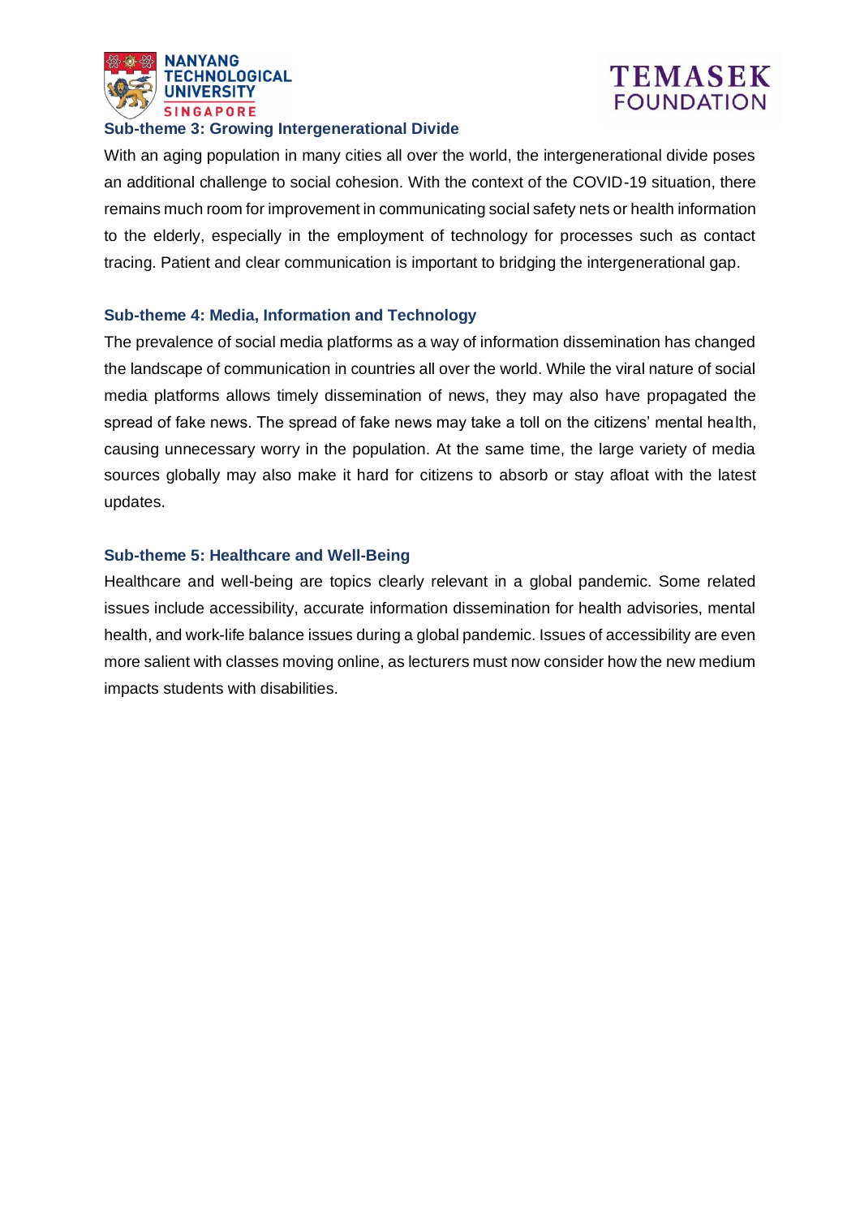### Sub-theme 3: Growing Intergenerational Divide

With an aging population in many cities all over the world, the intergenerational divide poses an additional challenge to social cohesion. With the context of the COVID-19 situation, there remains much room for improvement in communicating social safety nets or health information to the elderly, especially in the employment of technology for processes such as contact tracing. Patient and clear communication is important to bridging the intergenerational gap.

### Sub-theme 4: Media, Information and Technology

The prevalence of social media platforms as a way of information dissemination has changed the landscape of communication in countries all over the world. While the viral nature of social media platforms allows timely dissemination of news, they may also have propagated the spread of fake news. The spread of fake news may take a toll on the citizens' mental health, causing unnecessary worry in the population. At the same time, the large variety of media sources globally may also make it hard for citizens to absorb or stay afloat with the latest updates.

### Sub-theme 5: Healthcare and Well-Being

Healthcare and well-being are topics clearly relevant in a global pandemic. Some related issues include accessibility, accurate information dissemination for health advisories, mental health, and work-life balance issues during a global pandemic. Issues of accessibility are even more salient with classes moving online, as lecturers must now consider how the new medium impacts students with disabilities.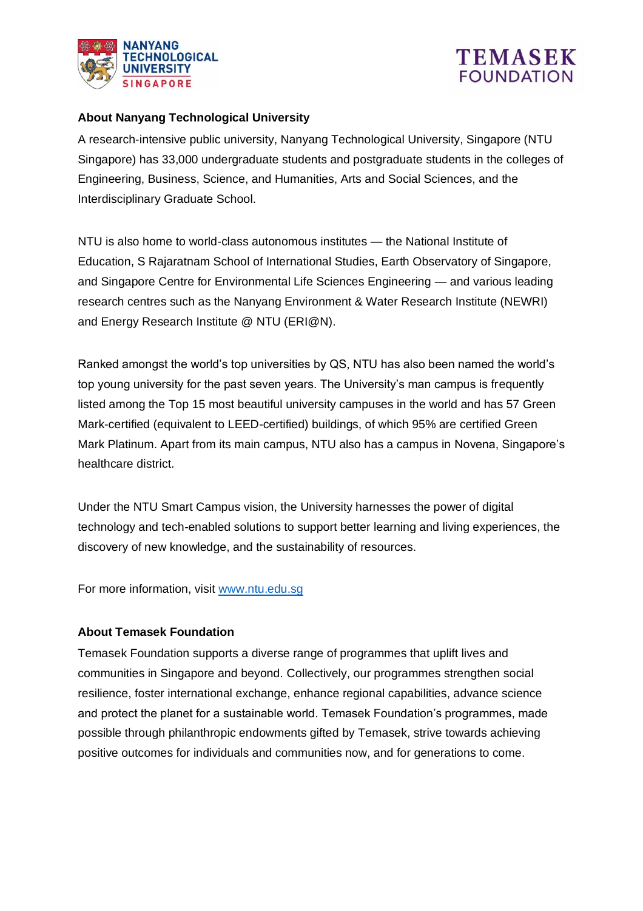## About Nanyang Technological University

A research-intensive public university, Nanyang Technological University, Singapore (NTU Singapore) has 33,000 undergraduate students and postgraduate students in the colleges of Engineering, Business, Science, and Humanities, Arts and Social Sciences, and the Interdisciplinary Graduate School.

NTU is also home to world-class autonomous institutes — the National Institute of Education, S Rajaratnam School of International Studies, Earth Observatory of Singapore, and Singapore Centre for Environmental Life Sciences Engineering — and various leading research centres such as the Nanyang Environment & Water Research Institute (NEWRI) and Energy Research Institute @ NTU (ERI@N).

Ranked amongst the world's top universities by QS, NTU has also been named the world's top young university for the past seven years. The University's man campus is frequently listed among the Top 15 most beautiful university campuses in the world and has 57 Green Mark-certified (equivalent to LEED-certified) buildings, of which 95% are certified Green Mark Platinum. Apart from its main campus, NTU also has a campus in Novena, Singapore's healthcare district.

Under the NTU Smart Campus vision, the University harnesses the power of digital technology and tech-enabled solutions to support better learning and living experiences, the discovery of new knowledge, and the sustainability of resources.

For more information, visit [www.ntu.edu.sg](http://www.ntu.edu.sg)

## About Temasek Foundation

Temasek Foundation supports a diverse range of programmes that uplift lives and communities in Singapore and beyond. Collectively, our programmes strengthen social resilience, foster international exchange, enhance regional capabilities, advance science and protect the planet for a sustainable world. Temasek Foundation's programmes, made possible through philanthropic endowments gifted by Temasek, strive towards achieving positive outcomes for individuals and communities now, and for generations to come.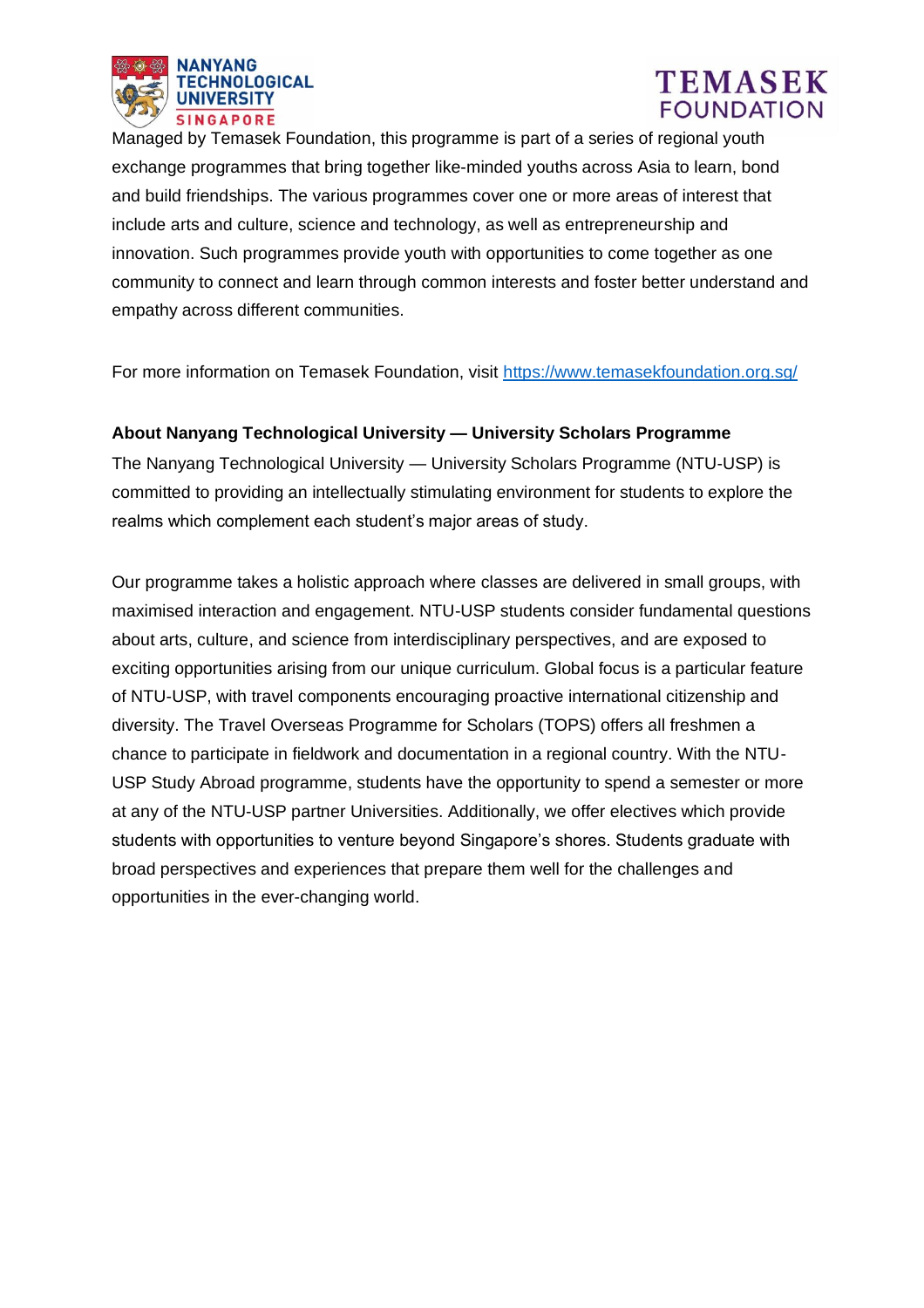Managed by Temasek Foundation, this programme is part of a series of regional youth exchange programmes that bring together like-minded youths across Asia to learn, bond and build friendships. The various programmes cover one or more areas of interest that include arts and culture, science and technology, as well as entrepreneurship and innovation. Such programmes provide youth with opportunities to come together as one community to connect and learn through common interests and foster better understand and empathy across different communities.

For more information on Temasek Foundation, visit https://www.temasekfoundation.org.sg/

**About Nanyang Technological University — University Scholars Programme**

The Nanyang Technological University — University Scholars Programme (NTU-USP) is committed to providing an intellectually stimulating environment for students to explore the realms which complement each student's major areas of study.

Our programme takes a holistic approach where classes are delivered in small groups, with maximised interaction and engagement. NTU-USP students consider fundamental questions about arts, culture, and science from interdisciplinary perspectives, and are exposed to exciting opportunities arising from our unique curriculum. Global focus is a particular feature of NTU-USP, with travel components encouraging proactive international citizenship and diversity. The Travel Overseas Programme for Scholars (TOPS) offers all freshmen a chance to participate in fieldwork and documentation in a regional country. With the NTU-USP Study Abroad programme, students have the opportunity to spend a semester or more at any of the NTU-USP partner Universities. Additionally, we offer electives which provide students with opportunities to venture beyond Singapore's shores. Students graduate with broad perspectives and experiences that prepare them well for the challenges and opportunities in the ever-changing world.